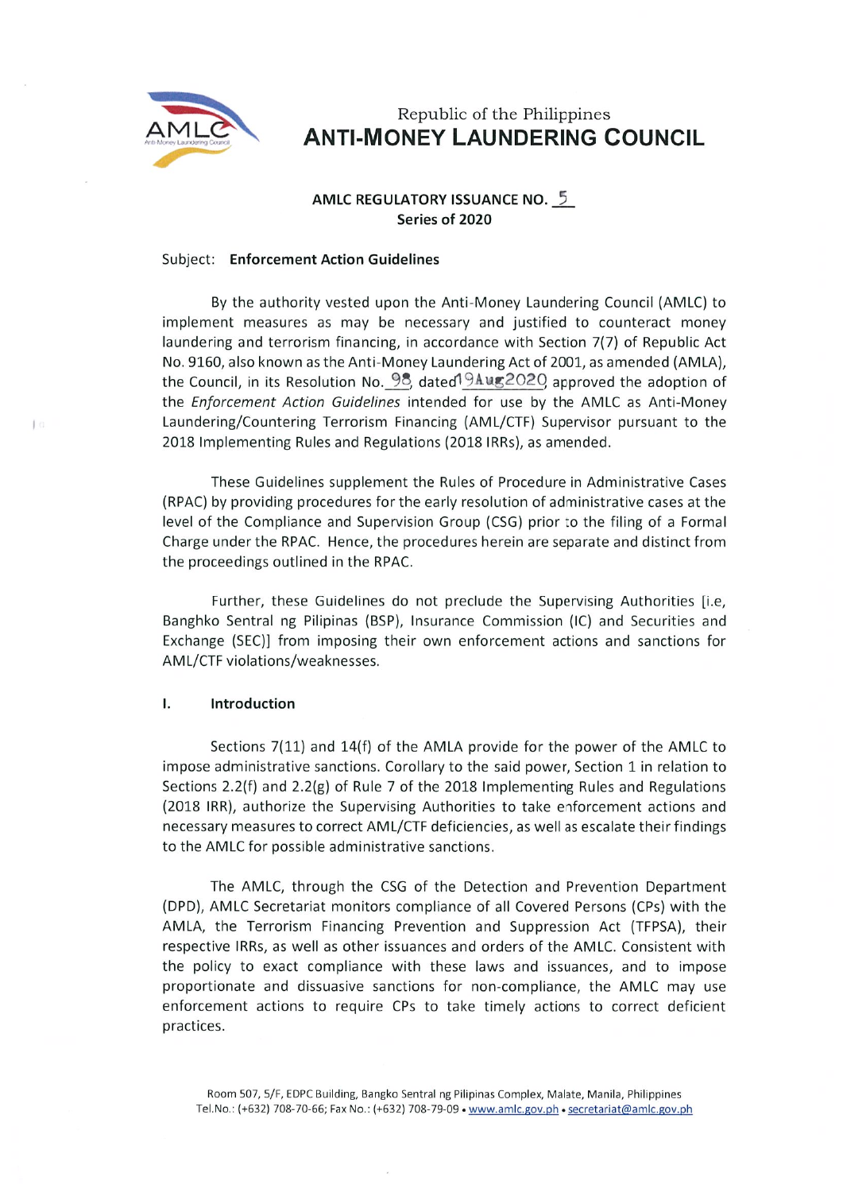Republic of the Philippines

# ANTI-MONEY LAUNDERING COUNCIL

**AMLC REGULATORY ISSUANCE NO. 5**
**Series of 2020**

Subject: **Enforcement Action Guidelines**

By the authority vested upon the Anti-Money Laundering Council (AMLC) to implement measures as may be necessary and justified to counteract money laundering and terrorism financing, in accordance with Section 7(7) of Republic Act No. 9160, also known as the Anti-Money Laundering Act of 2001, as amended (AMLA), the Council, in its Resolution No. 98, dated 19Aug2020 approved the adoption of the *Enforcement Action Guidelines* intended for use by the AMLC as Anti-Money Laundering/Countering Terrorism Financing (AML/CTF) Supervisor pursuant to the 2018 Implementing Rules and Regulations (2018 IRRs), as amended.

These Guidelines supplement the Rules of Procedure in Administrative Cases (RPAC) by providing procedures for the early resolution of administrative cases at the level of the Compliance and Supervision Group (CSG) prior to the filing of a Formal Charge under the RPAC. Hence, the procedures herein are separate and distinct from the proceedings outlined in the RPAC.

Further, these Guidelines do not preclude the Supervising Authorities [i.e, Banghko Sentral ng Pilipinas (BSP), Insurance Commission (IC) and Securities and Exchange (SEC)] from imposing their own enforcement actions and sanctions for AML/CTF violations/weaknesses.

## I. Introduction

Sections 7(11) and 14(f) of the AMLA provide for the power of the AMLC to impose administrative sanctions. Corollary to the said power, Section 1 in relation to Sections 2.2(f) and 2.2(g) of Rule 7 of the 2018 Implementing Rules and Regulations (2018 IRR), authorize the Supervising Authorities to take enforcement actions and necessary measures to correct AML/CTF deficiencies, as well as escalate their findings to the AMLC for possible administrative sanctions.

The AMLC, through the CSG of the Detection and Prevention Department (DPD), AMLC Secretariat monitors compliance of all Covered Persons (CPs) with the AMLA, the Terrorism Financing Prevention and Suppression Act (TFPSA), their respective IRRs, as well as other issuances and orders of the AMLC. Consistent with the policy to exact compliance with these laws and issuances, and to impose proportionate and dissuasive sanctions for non-compliance, the AMLC may use enforcement actions to require CPs to take timely actions to correct deficient practices.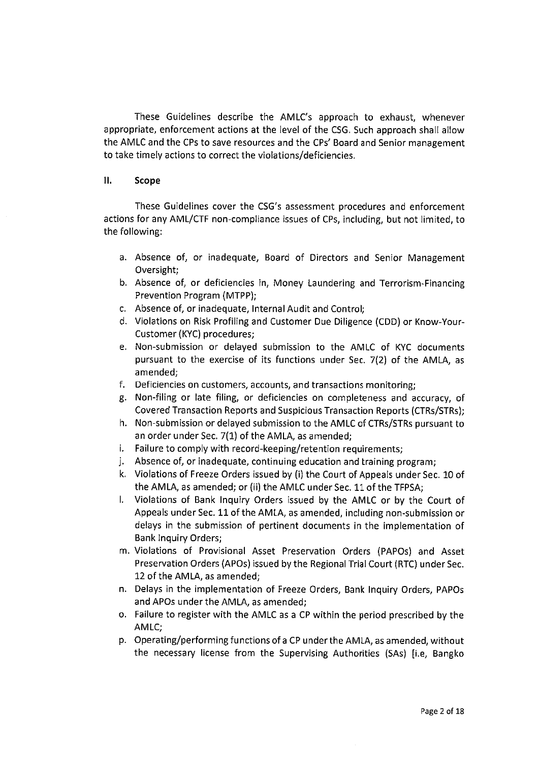These Guidelines describe the AMLC's approach to exhaust, whenever appropriate, enforcement actions at the level of the CSG. Such approach shall allow the AMLC and the CPs to save resources and the CPs' Board and Senior management to take timely actions to correct the violations/deficiencies.

## II. Scope

These Guidelines cover the CSG's assessment procedures and enforcement actions for any AML/CTF non-compliance issues of CPs, including, but not limited, to the following:

a. Absence of, or inadequate, Board of Directors and Senior Management Oversight;
b. Absence of, or deficiencies in, Money Laundering and Terrorism-Financing Prevention Program (MTPP);
c. Absence of, or inadequate, Internal Audit and Control;
d. Violations on Risk Profiling and Customer Due Diligence (CDD) or Know-Your-Customer (KYC) procedures;
e. Non-submission or delayed submission to the AMLC of KYC documents pursuant to the exercise of its functions under Sec. 7(2) of the AMLA, as amended;
f. Deficiencies on customers, accounts, and transactions monitoring;
g. Non-filing or late filing, or deficiencies on completeness and accuracy, of Covered Transaction Reports and Suspicious Transaction Reports (CTRs/STRs);
h. Non-submission or delayed submission to the AMLC of CTRs/STRs pursuant to an order under Sec. 7(1) of the AMLA, as amended;
i. Failure to comply with record-keeping/retention requirements;
j. Absence of, or inadequate, continuing education and training program;
k. Violations of Freeze Orders issued by (i) the Court of Appeals under Sec. 10 of the AMLA, as amended; or (ii) the AMLC under Sec. 11 of the TFPSA;
l. Violations of Bank Inquiry Orders issued by the AMLC or by the Court of Appeals under Sec. 11 of the AMLA, as amended, including non-submission or delays in the submission of pertinent documents in the implementation of Bank Inquiry Orders;
m. Violations of Provisional Asset Preservation Orders (PAPOs) and Asset Preservation Orders (APOs) issued by the Regional Trial Court (RTC) under Sec. 12 of the AMLA, as amended;
n. Delays in the implementation of Freeze Orders, Bank Inquiry Orders, PAPOs and APOs under the AMLA, as amended;
o. Failure to register with the AMLC as a CP within the period prescribed by the AMLC;
p. Operating/performing functions of a CP under the AMLA, as amended, without the necessary license from the Supervising Authorities (SAs) [i.e, Bangko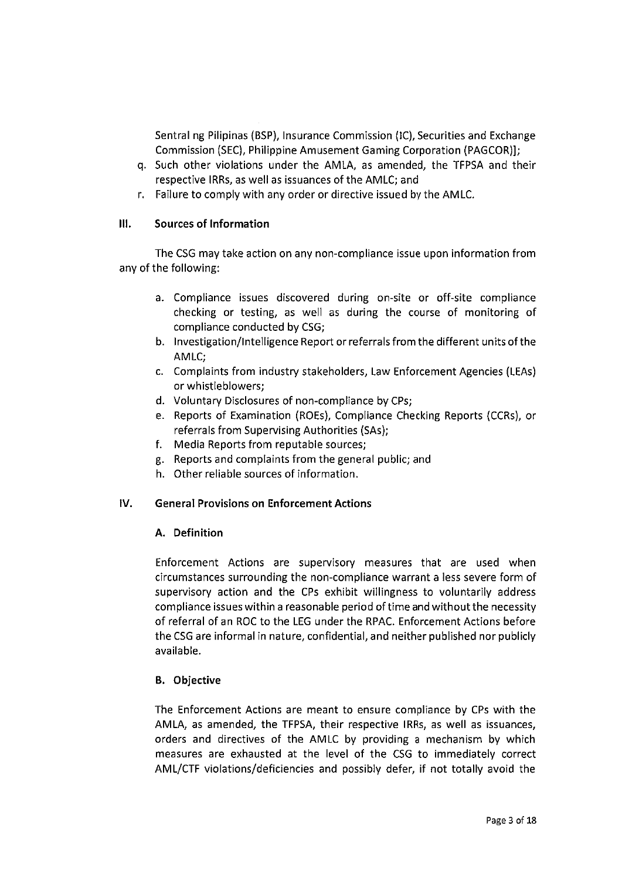Sentral ng Pilipinas (BSP), Insurance Commission (IC), Securities and Exchange Commission (SEC), Philippine Amusement Gaming Corporation (PAGCOR)];

q. Such other violations under the AMLA, as amended, the TFPSA and their respective IRRs, as well as issuances of the AMLC; and
r. Failure to comply with any order or directive issued by the AMLC.

## III. Sources of Information

The CSG may take action on any non-compliance issue upon information from any of the following:

a. Compliance issues discovered during on-site or off-site compliance checking or testing, as well as during the course of monitoring of compliance conducted by CSG;
b. Investigation/Intelligence Report or referrals from the different units of the AMLC;
c. Complaints from industry stakeholders, Law Enforcement Agencies (LEAs) or whistleblowers;
d. Voluntary Disclosures of non-compliance by CPs;
e. Reports of Examination (ROEs), Compliance Checking Reports (CCRs), or referrals from Supervising Authorities (SAs);
f. Media Reports from reputable sources;
g. Reports and complaints from the general public; and
h. Other reliable sources of information.

## IV. General Provisions on Enforcement Actions

### A. Definition

Enforcement Actions are supervisory measures that are used when circumstances surrounding the non-compliance warrant a less severe form of supervisory action and the CPs exhibit willingness to voluntarily address compliance issues within a reasonable period of time and without the necessity of referral of an ROC to the LEG under the RPAC. Enforcement Actions before the CSG are informal in nature, confidential, and neither published nor publicly available.

### B. Objective

The Enforcement Actions are meant to ensure compliance by CPs with the AMLA, as amended, the TFPSA, their respective IRRs, as well as issuances, orders and directives of the AMLC by providing a mechanism by which measures are exhausted at the level of the CSG to immediately correct AML/CTF violations/deficiencies and possibly defer, if not totally avoid the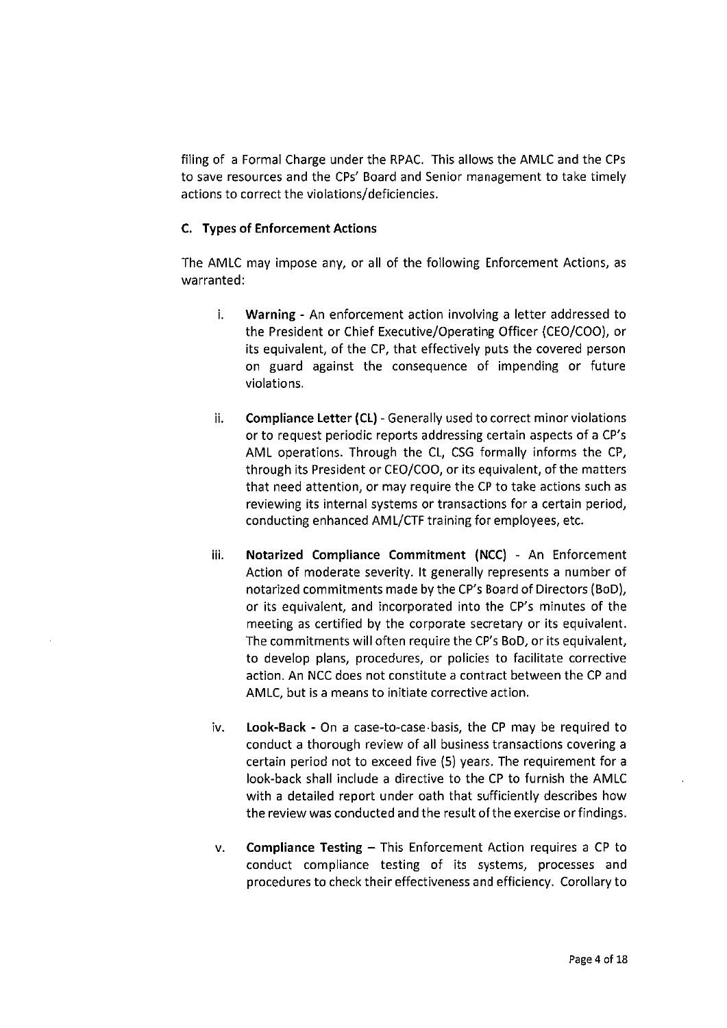filing of a Formal Charge under the RPAC. This allows the AMLC and the CPs to save resources and the CPs' Board and Senior management to take timely actions to correct the violations/deficiencies.

### C. Types of Enforcement Actions

The AMLC may impose any, or all of the following Enforcement Actions, as warranted:

i. **Warning** - An enforcement action involving a letter addressed to the President or Chief Executive/Operating Officer (CEO/COO), or its equivalent, of the CP, that effectively puts the covered person on guard against the consequence of impending or future violations.

ii. **Compliance Letter (CL)** - Generally used to correct minor violations or to request periodic reports addressing certain aspects of a CP's AML operations. Through the CL, CSG formally informs the CP, through its President or CEO/COO, or its equivalent, of the matters that need attention, or may require the CP to take actions such as reviewing its internal systems or transactions for a certain period, conducting enhanced AML/CTF training for employees, etc.

iii. **Notarized Compliance Commitment (NCC)** - An Enforcement Action of moderate severity. It generally represents a number of notarized commitments made by the CP's Board of Directors (BoD), or its equivalent, and incorporated into the CP's minutes of the meeting as certified by the corporate secretary or its equivalent. The commitments will often require the CP's BoD, or its equivalent, to develop plans, procedures, or policies to facilitate corrective action. An NCC does not constitute a contract between the CP and AMLC, but is a means to initiate corrective action.

iv. **Look-Back** - On a case-to-case basis, the CP may be required to conduct a thorough review of all business transactions covering a certain period not to exceed five (5) years. The requirement for a look-back shall include a directive to the CP to furnish the AMLC with a detailed report under oath that sufficiently describes how the review was conducted and the result of the exercise or findings.

v. **Compliance Testing** – This Enforcement Action requires a CP to conduct compliance testing of its systems, processes and procedures to check their effectiveness and efficiency. Corollary to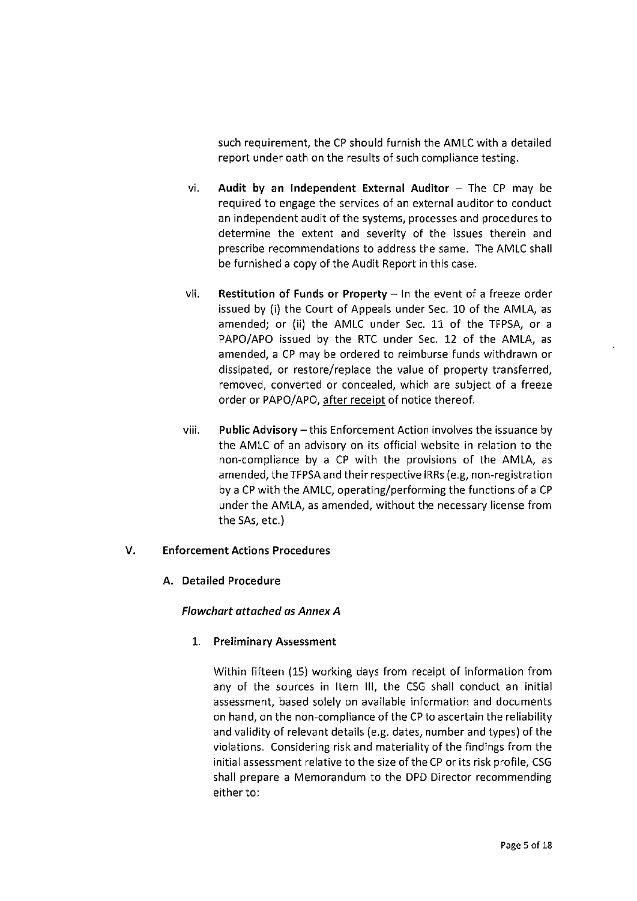such requirement, the CP should furnish the AMLC with a detailed report under oath on the results of such compliance testing.

vi. **Audit by an Independent External Auditor** – The CP may be required to engage the services of an external auditor to conduct an independent audit of the systems, processes and procedures to determine the extent and severity of the issues therein and prescribe recommendations to address the same. The AMLC shall be furnished a copy of the Audit Report in this case.

vii. **Restitution of Funds or Property** – In the event of a freeze order issued by (i) the Court of Appeals under Sec. 10 of the AMLA, as amended; or (ii) the AMLC under Sec. 11 of the TFPSA, or a PAPO/APO issued by the RTC under Sec. 12 of the AMLA, as amended, a CP may be ordered to reimburse funds withdrawn or dissipated, or restore/replace the value of property transferred, removed, converted or concealed, which are subject of a freeze order or PAPO/APO, <u>after receipt</u> of notice thereof.

viii. **Public Advisory** – this Enforcement Action involves the issuance by the AMLC of an advisory on its official website in relation to the non-compliance by a CP with the provisions of the AMLA, as amended, the TFPSA and their respective IRRs (e.g, non-registration by a CP with the AMLC, operating/performing the functions of a CP under the AMLA, as amended, without the necessary license from the SAs, etc.)

## V. Enforcement Actions Procedures

### A. Detailed Procedure

***Flowchart attached as Annex A***

1. **Preliminary Assessment**

Within fifteen (15) working days from receipt of information from any of the sources in Item III, the CSG shall conduct an initial assessment, based solely on available information and documents on hand, on the non-compliance of the CP to ascertain the reliability and validity of relevant details (e.g. dates, number and types) of the violations. Considering risk and materiality of the findings from the initial assessment relative to the size of the CP or its risk profile, CSG shall prepare a Memorandum to the DPD Director recommending either to: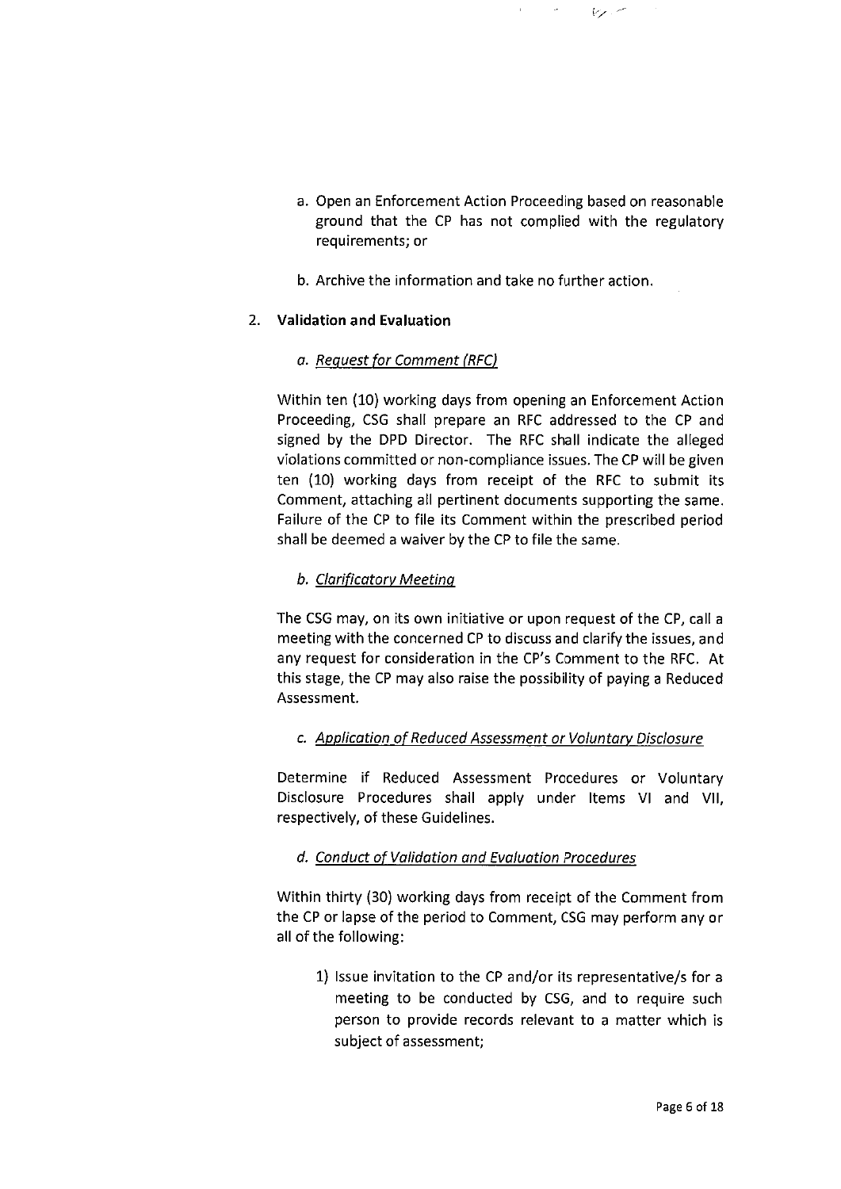a. Open an Enforcement Action Proceeding based on reasonable ground that the CP has not complied with the regulatory requirements; or

b. Archive the information and take no further action.

2. **Validation and Evaluation**

   a. *Request for Comment (RFC)*

   Within ten (10) working days from opening an Enforcement Action Proceeding, CSG shall prepare an RFC addressed to the CP and signed by the DPD Director. The RFC shall indicate the alleged violations committed or non-compliance issues. The CP will be given ten (10) working days from receipt of the RFC to submit its Comment, attaching all pertinent documents supporting the same. Failure of the CP to file its Comment within the prescribed period shall be deemed a waiver by the CP to file the same.

   b. *Clarificatory Meeting*

   The CSG may, on its own initiative or upon request of the CP, call a meeting with the concerned CP to discuss and clarify the issues, and any request for consideration in the CP's Comment to the RFC. At this stage, the CP may also raise the possibility of paying a Reduced Assessment.

   c. *Application of Reduced Assessment or Voluntary Disclosure*

   Determine if Reduced Assessment Procedures or Voluntary Disclosure Procedures shall apply under Items VI and VII, respectively, of these Guidelines.

   d. *Conduct of Validation and Evaluation Procedures*

   Within thirty (30) working days from receipt of the Comment from the CP or lapse of the period to Comment, CSG may perform any or all of the following:

   1) Issue invitation to the CP and/or its representative/s for a meeting to be conducted by CSG, and to require such person to provide records relevant to a matter which is subject of assessment;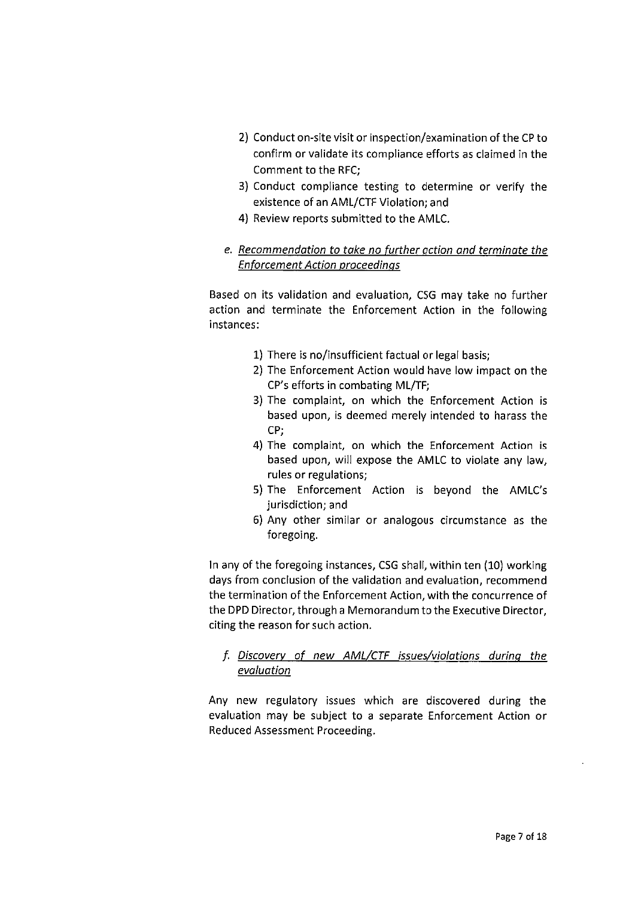2) Conduct on-site visit or inspection/examination of the CP to confirm or validate its compliance efforts as claimed in the Comment to the RFC;
3) Conduct compliance testing to determine or verify the existence of an AML/CTF Violation; and
4) Review reports submitted to the AMLC.

e. *Recommendation to take no further action and terminate the Enforcement Action proceedings*

Based on its validation and evaluation, CSG may take no further action and terminate the Enforcement Action in the following instances:

1) There is no/insufficient factual or legal basis;
2) The Enforcement Action would have low impact on the CP's efforts in combating ML/TF;
3) The complaint, on which the Enforcement Action is based upon, is deemed merely intended to harass the CP;
4) The complaint, on which the Enforcement Action is based upon, will expose the AMLC to violate any law, rules or regulations;
5) The Enforcement Action is beyond the AMLC's jurisdiction; and
6) Any other similar or analogous circumstance as the foregoing.

In any of the foregoing instances, CSG shall, within ten (10) working days from conclusion of the validation and evaluation, recommend the termination of the Enforcement Action, with the concurrence of the DPD Director, through a Memorandum to the Executive Director, citing the reason for such action.

f. *Discovery of new AML/CTF issues/violations during the evaluation*

Any new regulatory issues which are discovered during the evaluation may be subject to a separate Enforcement Action or Reduced Assessment Proceeding.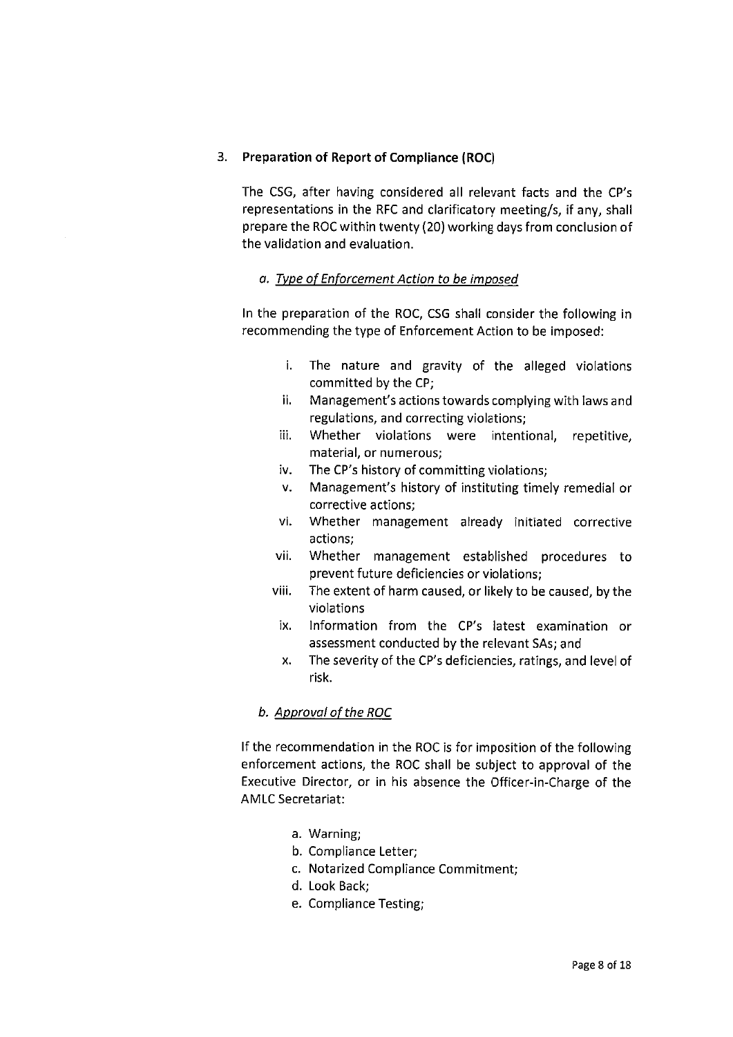### 3. Preparation of Report of Compliance (ROC)

The CSG, after having considered all relevant facts and the CP's representations in the RFC and clarificatory meeting/s, if any, shall prepare the ROC within twenty (20) working days from conclusion of the validation and evaluation.

#### a. *Type of Enforcement Action to be imposed*

In the preparation of the ROC, CSG shall consider the following in recommending the type of Enforcement Action to be imposed:

i. The nature and gravity of the alleged violations committed by the CP;
ii. Management's actions towards complying with laws and regulations, and correcting violations;
iii. Whether violations were intentional, repetitive, material, or numerous;
iv. The CP's history of committing violations;
v. Management's history of instituting timely remedial or corrective actions;
vi. Whether management already initiated corrective actions;
vii. Whether management established procedures to prevent future deficiencies or violations;
viii. The extent of harm caused, or likely to be caused, by the violations
ix. Information from the CP's latest examination or assessment conducted by the relevant SAs; and
x. The severity of the CP's deficiencies, ratings, and level of risk.

#### b. *Approval of the ROC*

If the recommendation in the ROC is for imposition of the following enforcement actions, the ROC shall be subject to approval of the Executive Director, or in his absence the Officer-in-Charge of the AMLC Secretariat:

a. Warning;
b. Compliance Letter;
c. Notarized Compliance Commitment;
d. Look Back;
e. Compliance Testing;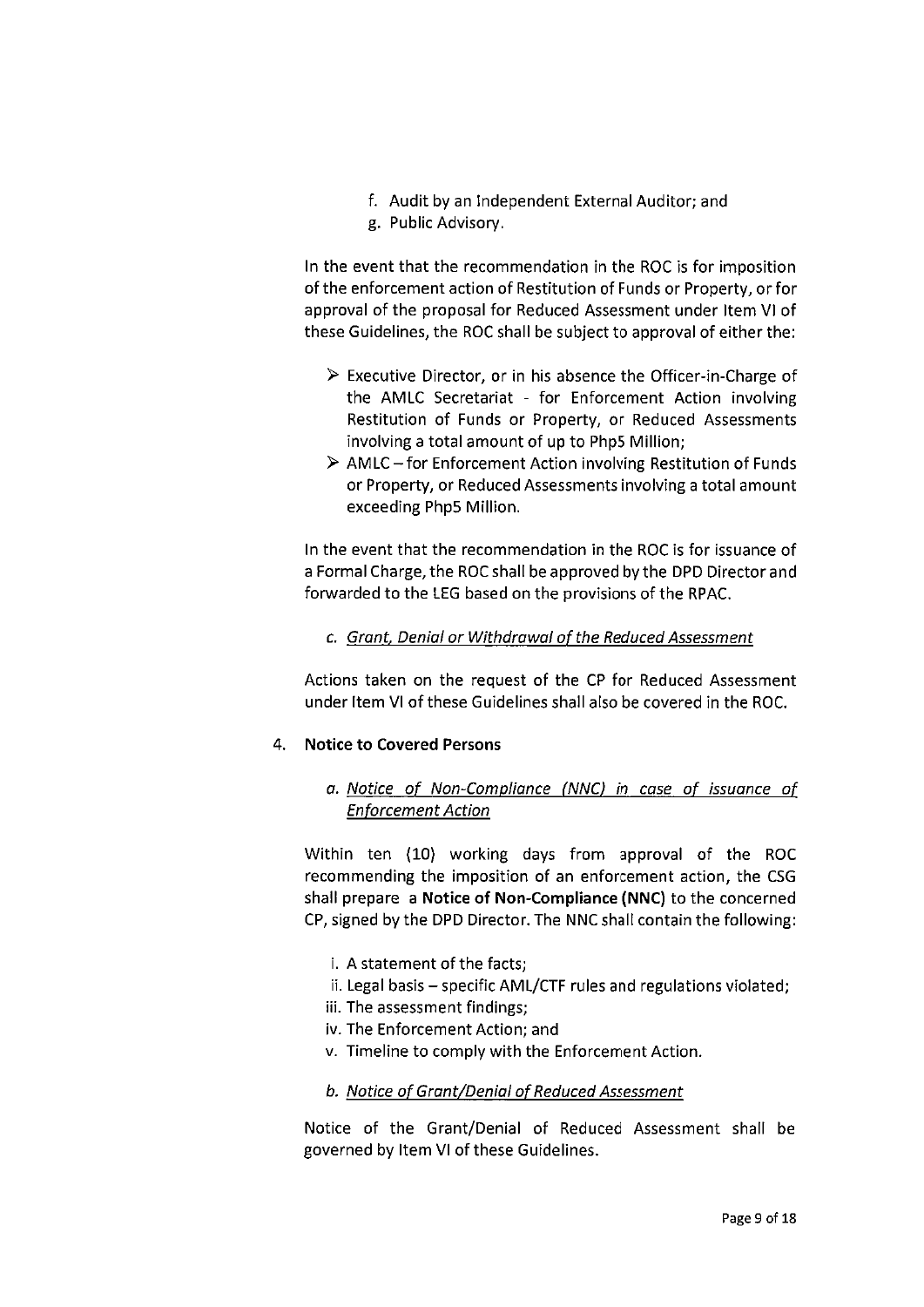f. Audit by an Independent External Auditor; and
g. Public Advisory.

In the event that the recommendation in the ROC is for imposition of the enforcement action of Restitution of Funds or Property, or for approval of the proposal for Reduced Assessment under Item VI of these Guidelines, the ROC shall be subject to approval of either the:

- Executive Director, or in his absence the Officer-in-Charge of the AMLC Secretariat - for Enforcement Action involving Restitution of Funds or Property, or Reduced Assessments involving a total amount of up to Php5 Million;
- AMLC – for Enforcement Action involving Restitution of Funds or Property, or Reduced Assessments involving a total amount exceeding Php5 Million.

In the event that the recommendation in the ROC is for issuance of a Formal Charge, the ROC shall be approved by the DPD Director and forwarded to the LEG based on the provisions of the RPAC.

c. *Grant, Denial or Withdrawal of the Reduced Assessment*

Actions taken on the request of the CP for Reduced Assessment under Item VI of these Guidelines shall also be covered in the ROC.

4. **Notice to Covered Persons**

a. *Notice of Non-Compliance (NNC) in case of issuance of Enforcement Action*

Within ten (10) working days from approval of the ROC recommending the imposition of an enforcement action, the CSG shall prepare a **Notice of Non-Compliance (NNC)** to the concerned CP, signed by the DPD Director. The NNC shall contain the following:

i. A statement of the facts;
ii. Legal basis – specific AML/CTF rules and regulations violated;
iii. The assessment findings;
iv. The Enforcement Action; and
v. Timeline to comply with the Enforcement Action.

b. *Notice of Grant/Denial of Reduced Assessment*

Notice of the Grant/Denial of Reduced Assessment shall be governed by Item VI of these Guidelines.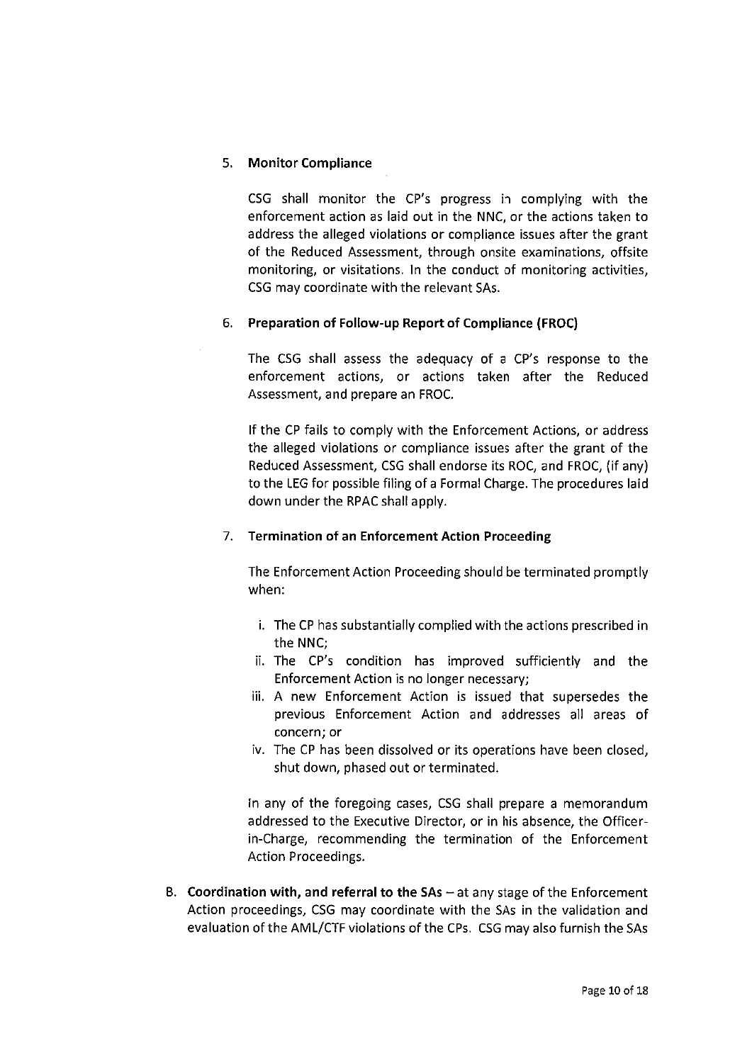5. **Monitor Compliance**

   CSG shall monitor the CP's progress in complying with the enforcement action as laid out in the NNC, or the actions taken to address the alleged violations or compliance issues after the grant of the Reduced Assessment, through onsite examinations, offsite monitoring, or visitations. In the conduct of monitoring activities, CSG may coordinate with the relevant SAs.

6. **Preparation of Follow-up Report of Compliance (FROC)**

   The CSG shall assess the adequacy of a CP's response to the enforcement actions, or actions taken after the Reduced Assessment, and prepare an FROC.

   If the CP fails to comply with the Enforcement Actions, or address the alleged violations or compliance issues after the grant of the Reduced Assessment, CSG shall endorse its ROC, and FROC, (if any) to the LEG for possible filing of a Formal Charge. The procedures laid down under the RPAC shall apply.

7. **Termination of an Enforcement Action Proceeding**

   The Enforcement Action Proceeding should be terminated promptly when:

   i. The CP has substantially complied with the actions prescribed in the NNC;
   ii. The CP's condition has improved sufficiently and the Enforcement Action is no longer necessary;
   iii. A new Enforcement Action is issued that supersedes the previous Enforcement Action and addresses all areas of concern; or
   iv. The CP has been dissolved or its operations have been closed, shut down, phased out or terminated.

   In any of the foregoing cases, CSG shall prepare a memorandum addressed to the Executive Director, or in his absence, the Officer-in-Charge, recommending the termination of the Enforcement Action Proceedings.

B. **Coordination with, and referral to the SAs** – at any stage of the Enforcement Action proceedings, CSG may coordinate with the SAs in the validation and evaluation of the AML/CTF violations of the CPs. CSG may also furnish the SAs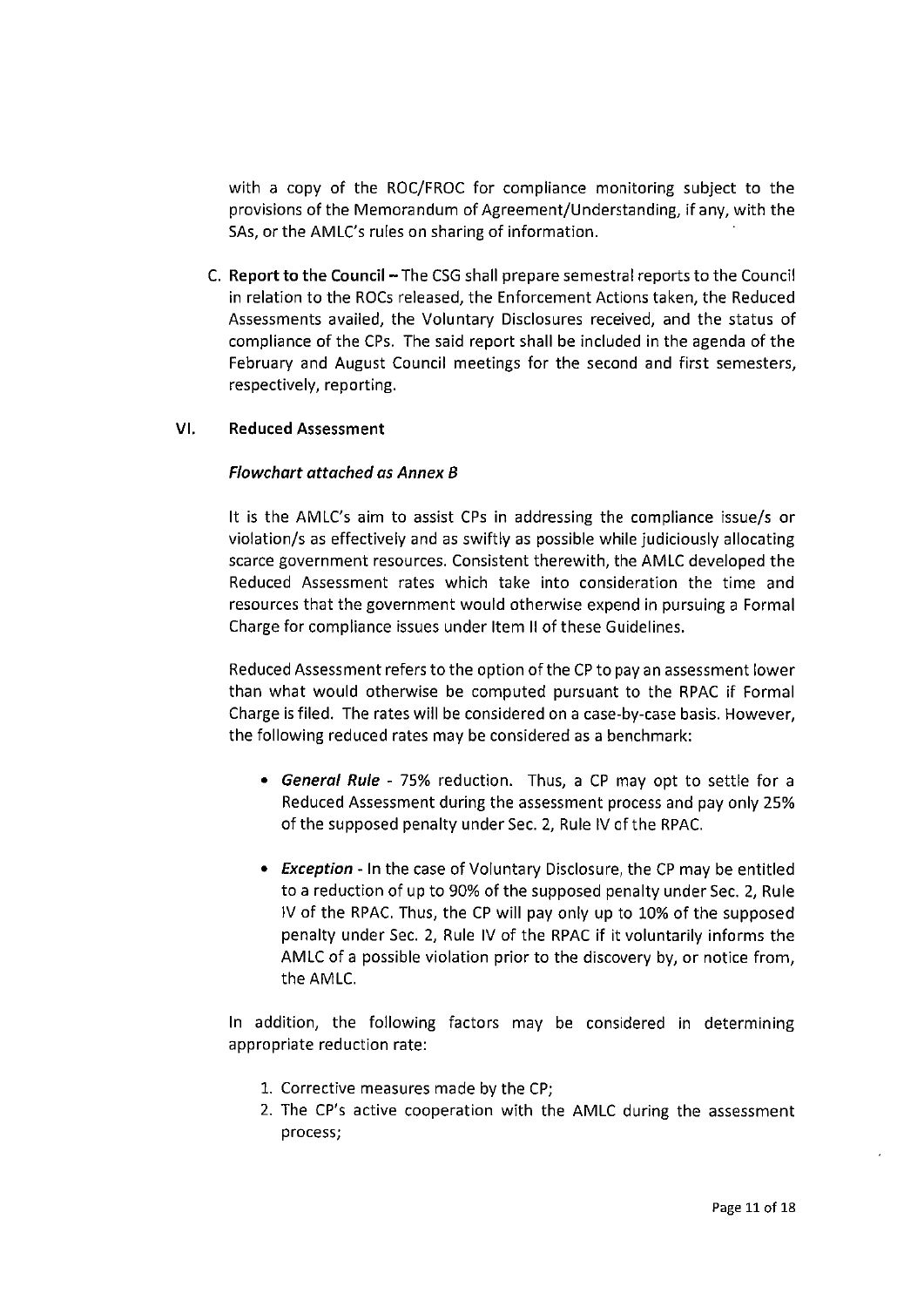with a copy of the ROC/FROC for compliance monitoring subject to the provisions of the Memorandum of Agreement/Understanding, if any, with the SAs, or the AMLC's rules on sharing of information.

C. **Report to the Council** – The CSG shall prepare semestral reports to the Council in relation to the ROCs released, the Enforcement Actions taken, the Reduced Assessments availed, the Voluntary Disclosures received, and the status of compliance of the CPs. The said report shall be included in the agenda of the February and August Council meetings for the second and first semesters, respectively, reporting.

## VI. Reduced Assessment

***Flowchart attached as Annex B***

It is the AMLC's aim to assist CPs in addressing the compliance issue/s or violation/s as effectively and as swiftly as possible while judiciously allocating scarce government resources. Consistent therewith, the AMLC developed the Reduced Assessment rates which take into consideration the time and resources that the government would otherwise expend in pursuing a Formal Charge for compliance issues under Item II of these Guidelines.

Reduced Assessment refers to the option of the CP to pay an assessment lower than what would otherwise be computed pursuant to the RPAC if Formal Charge is filed. The rates will be considered on a case-by-case basis. However, the following reduced rates may be considered as a benchmark:

- ***General Rule*** - 75% reduction. Thus, a CP may opt to settle for a Reduced Assessment during the assessment process and pay only 25% of the supposed penalty under Sec. 2, Rule IV of the RPAC.

- ***Exception*** - In the case of Voluntary Disclosure, the CP may be entitled to a reduction of up to 90% of the supposed penalty under Sec. 2, Rule IV of the RPAC. Thus, the CP will pay only up to 10% of the supposed penalty under Sec. 2, Rule IV of the RPAC if it voluntarily informs the AMLC of a possible violation prior to the discovery by, or notice from, the AMLC.

In addition, the following factors may be considered in determining appropriate reduction rate:

1. Corrective measures made by the CP;
2. The CP's active cooperation with the AMLC during the assessment process;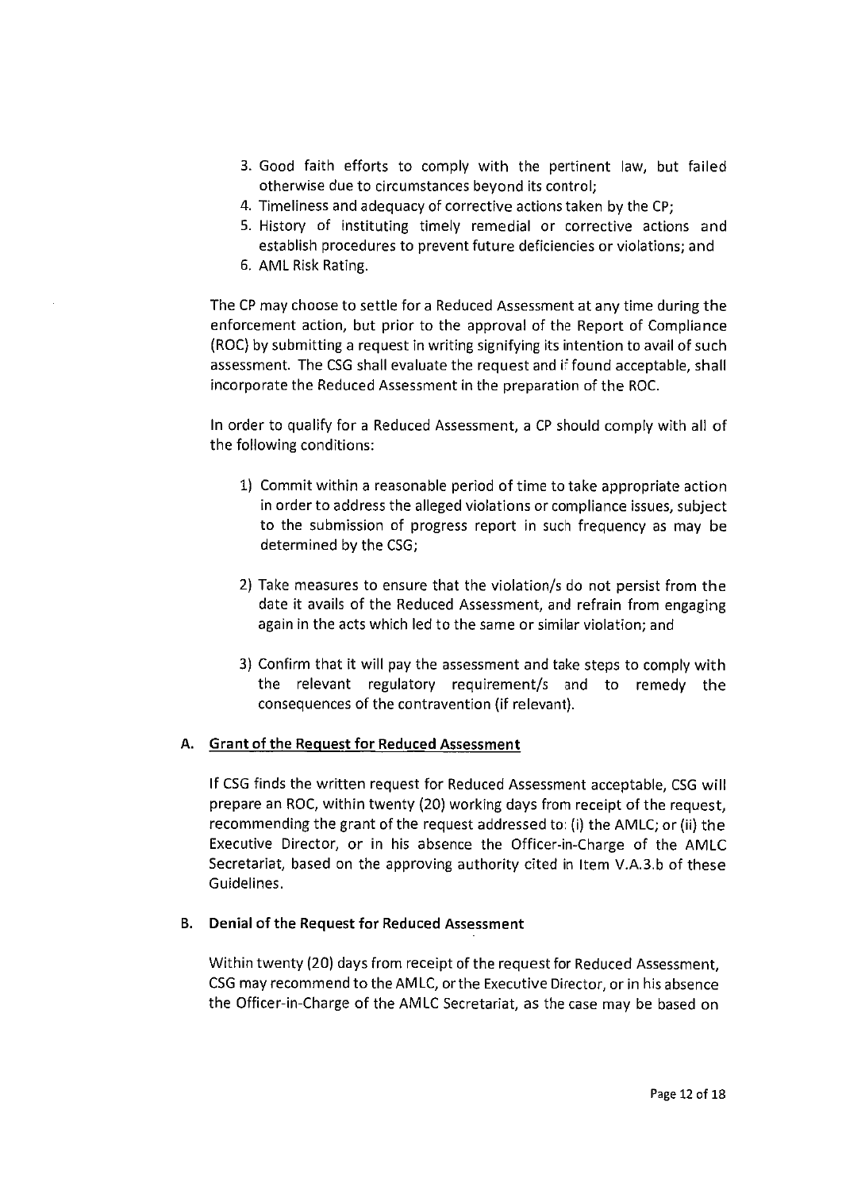3. Good faith efforts to comply with the pertinent law, but failed otherwise due to circumstances beyond its control;
4. Timeliness and adequacy of corrective actions taken by the CP;
5. History of instituting timely remedial or corrective actions and establish procedures to prevent future deficiencies or violations; and
6. AML Risk Rating.

The CP may choose to settle for a Reduced Assessment at any time during the enforcement action, but prior to the approval of the Report of Compliance (ROC) by submitting a request in writing signifying its intention to avail of such assessment. The CSG shall evaluate the request and if found acceptable, shall incorporate the Reduced Assessment in the preparation of the ROC.

In order to qualify for a Reduced Assessment, a CP should comply with all of the following conditions:

1) Commit within a reasonable period of time to take appropriate action in order to address the alleged violations or compliance issues, subject to the submission of progress report in such frequency as may be determined by the CSG;

2) Take measures to ensure that the violation/s do not persist from the date it avails of the Reduced Assessment, and refrain from engaging again in the acts which led to the same or similar violation; and

3) Confirm that it will pay the assessment and take steps to comply with the relevant regulatory requirement/s and to remedy the consequences of the contravention (if relevant).

### A. Grant of the Request for Reduced Assessment

If CSG finds the written request for Reduced Assessment acceptable, CSG will prepare an ROC, within twenty (20) working days from receipt of the request, recommending the grant of the request addressed to: (i) the AMLC; or (ii) the Executive Director, or in his absence the Officer-in-Charge of the AMLC Secretariat, based on the approving authority cited in Item V.A.3.b of these Guidelines.

### B. Denial of the Request for Reduced Assessment

Within twenty (20) days from receipt of the request for Reduced Assessment, CSG may recommend to the AMLC, or the Executive Director, or in his absence the Officer-in-Charge of the AMLC Secretariat, as the case may be based on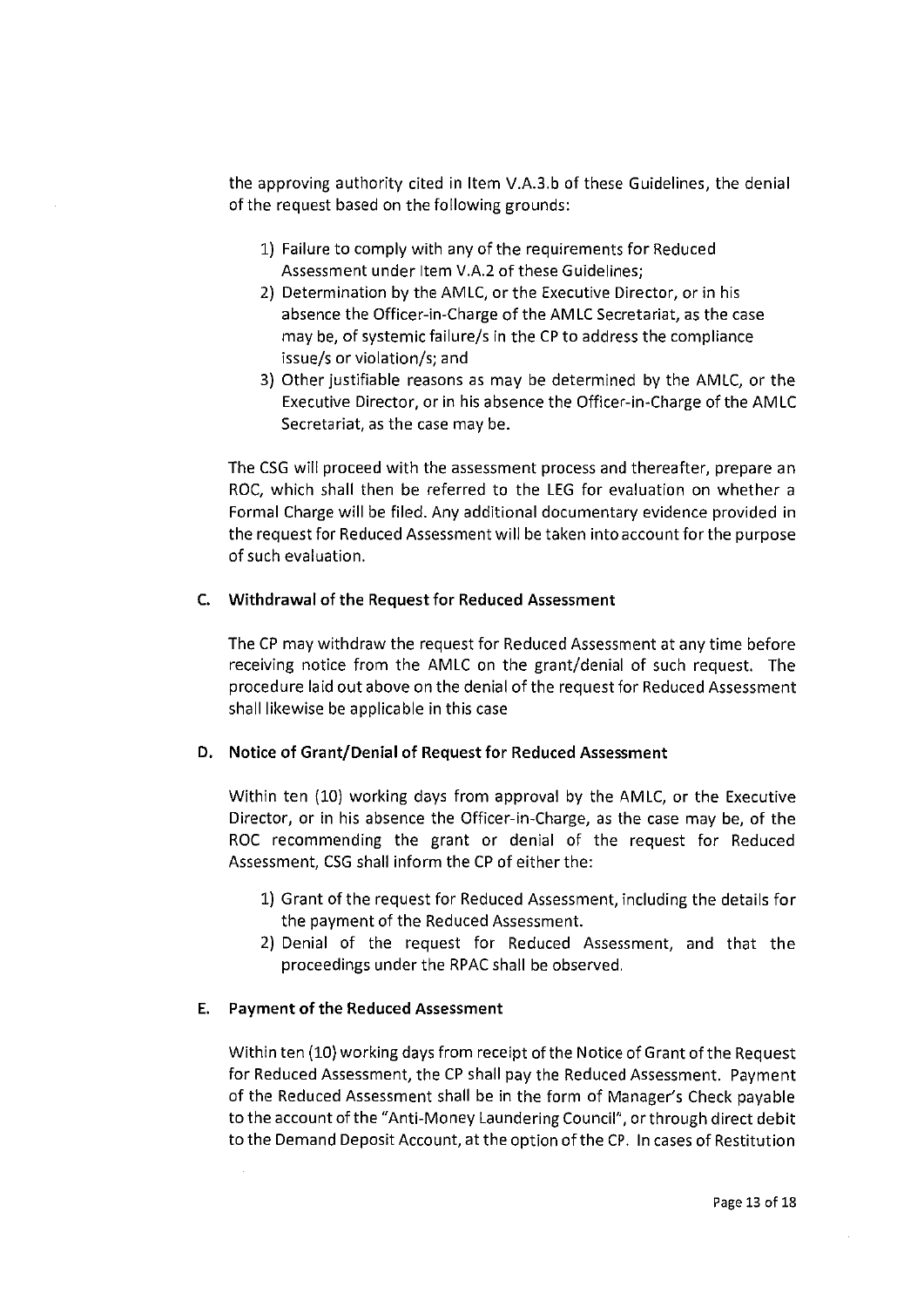the approving authority cited in Item V.A.3.b of these Guidelines, the denial of the request based on the following grounds:

1) Failure to comply with any of the requirements for Reduced Assessment under Item V.A.2 of these Guidelines;
2) Determination by the AMLC, or the Executive Director, or in his absence the Officer-in-Charge of the AMLC Secretariat, as the case may be, of systemic failure/s in the CP to address the compliance issue/s or violation/s; and
3) Other justifiable reasons as may be determined by the AMLC, or the Executive Director, or in his absence the Officer-in-Charge of the AMLC Secretariat, as the case may be.

The CSG will proceed with the assessment process and thereafter, prepare an ROC, which shall then be referred to the LEG for evaluation on whether a Formal Charge will be filed. Any additional documentary evidence provided in the request for Reduced Assessment will be taken into account for the purpose of such evaluation.

### C. Withdrawal of the Request for Reduced Assessment

The CP may withdraw the request for Reduced Assessment at any time before receiving notice from the AMLC on the grant/denial of such request. The procedure laid out above on the denial of the request for Reduced Assessment shall likewise be applicable in this case

### D. Notice of Grant/Denial of Request for Reduced Assessment

Within ten (10) working days from approval by the AMLC, or the Executive Director, or in his absence the Officer-in-Charge, as the case may be, of the ROC recommending the grant or denial of the request for Reduced Assessment, CSG shall inform the CP of either the:

1) Grant of the request for Reduced Assessment, including the details for the payment of the Reduced Assessment.
2) Denial of the request for Reduced Assessment, and that the proceedings under the RPAC shall be observed.

### E. Payment of the Reduced Assessment

Within ten (10) working days from receipt of the Notice of Grant of the Request for Reduced Assessment, the CP shall pay the Reduced Assessment. Payment of the Reduced Assessment shall be in the form of Manager's Check payable to the account of the "Anti-Money Laundering Council", or through direct debit to the Demand Deposit Account, at the option of the CP. In cases of Restitution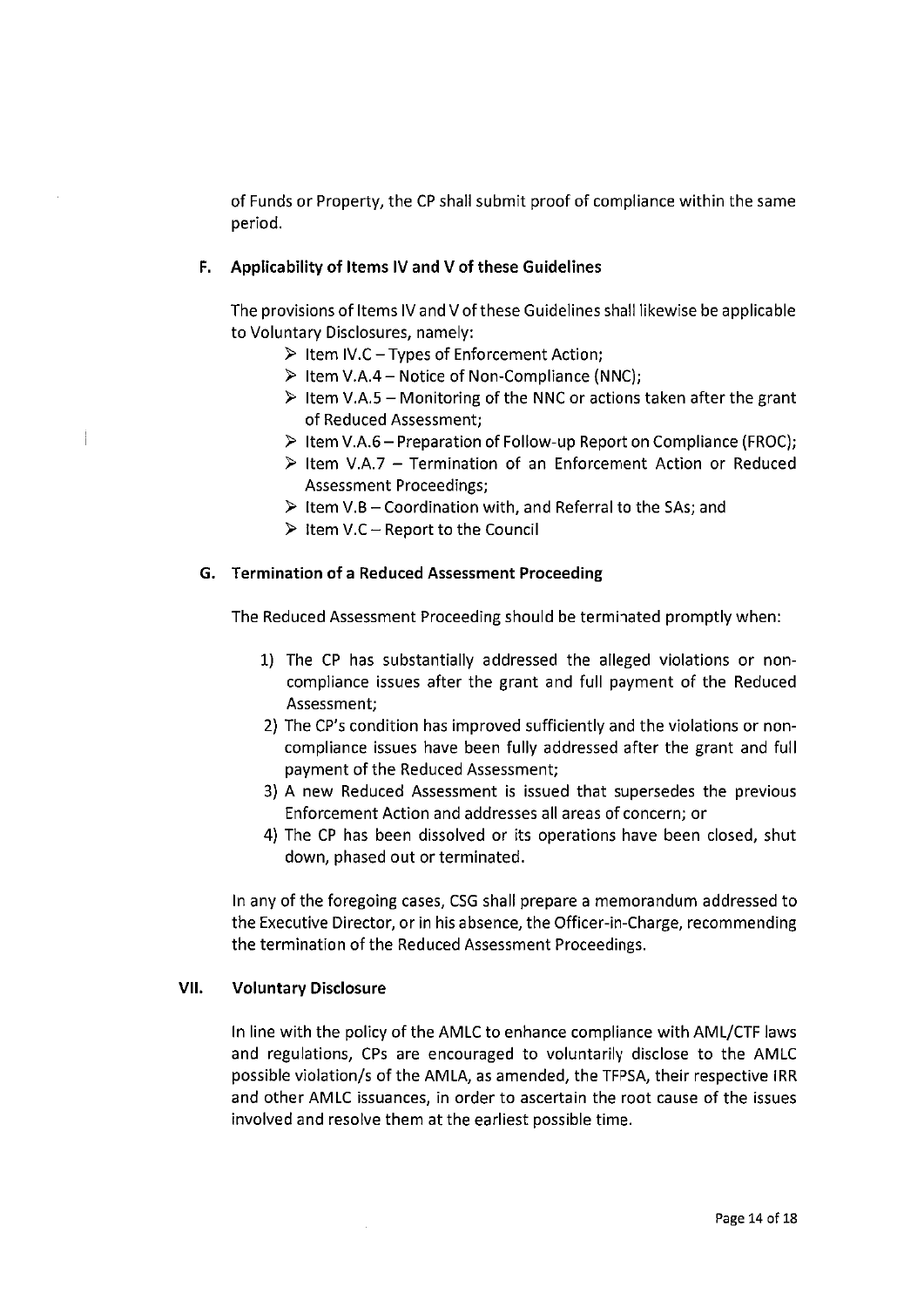of Funds or Property, the CP shall submit proof of compliance within the same period.

### F. Applicability of Items IV and V of these Guidelines

The provisions of Items IV and V of these Guidelines shall likewise be applicable to Voluntary Disclosures, namely:

- Item IV.C – Types of Enforcement Action;
- Item V.A.4 – Notice of Non-Compliance (NNC);
- Item V.A.5 – Monitoring of the NNC or actions taken after the grant of Reduced Assessment;
- Item V.A.6 – Preparation of Follow-up Report on Compliance (FROC);
- Item V.A.7 – Termination of an Enforcement Action or Reduced Assessment Proceedings;
- Item V.B – Coordination with, and Referral to the SAs; and
- Item V.C – Report to the Council

### G. Termination of a Reduced Assessment Proceeding

The Reduced Assessment Proceeding should be terminated promptly when:

1) The CP has substantially addressed the alleged violations or non-compliance issues after the grant and full payment of the Reduced Assessment;
2) The CP's condition has improved sufficiently and the violations or non-compliance issues have been fully addressed after the grant and full payment of the Reduced Assessment;
3) A new Reduced Assessment is issued that supersedes the previous Enforcement Action and addresses all areas of concern; or
4) The CP has been dissolved or its operations have been closed, shut down, phased out or terminated.

In any of the foregoing cases, CSG shall prepare a memorandum addressed to the Executive Director, or in his absence, the Officer-in-Charge, recommending the termination of the Reduced Assessment Proceedings.

## VII. Voluntary Disclosure

In line with the policy of the AMLC to enhance compliance with AML/CTF laws and regulations, CPs are encouraged to voluntarily disclose to the AMLC possible violation/s of the AMLA, as amended, the TFPSA, their respective IRR and other AMLC issuances, in order to ascertain the root cause of the issues involved and resolve them at the earliest possible time.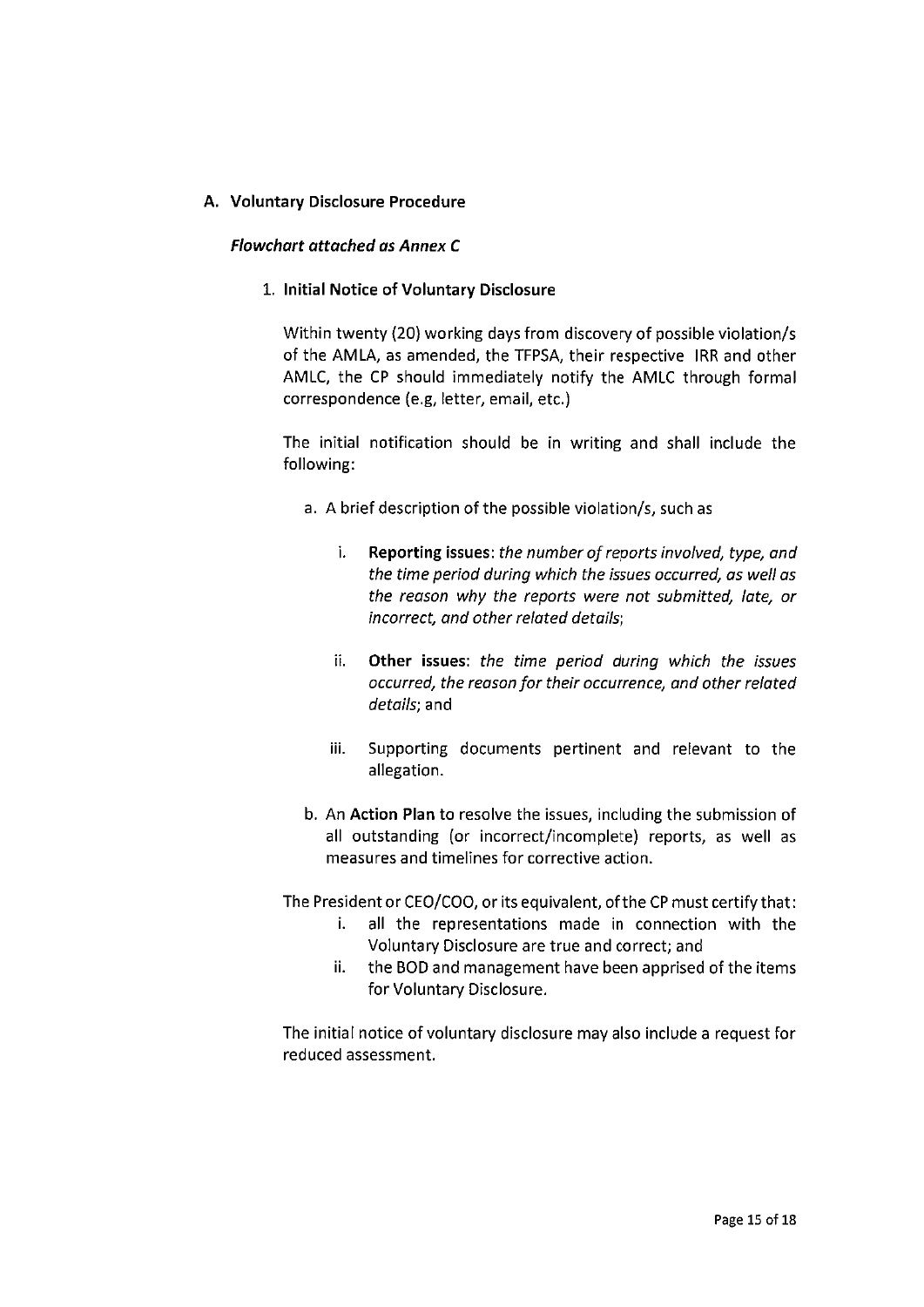## A. Voluntary Disclosure Procedure

***Flowchart attached as Annex C***

1. **Initial Notice of Voluntary Disclosure**

   Within twenty (20) working days from discovery of possible violation/s of the AMLA, as amended, the TFPSA, their respective IRR and other AMLC, the CP should immediately notify the AMLC through formal correspondence (e.g, letter, email, etc.)

   The initial notification should be in writing and shall include the following:

   a. A brief description of the possible violation/s, such as

      i. **Reporting issues**: *the number of reports involved, type, and the time period during which the issues occurred, as well as the reason why the reports were not submitted, late, or incorrect, and other related details*;

      ii. **Other issues**: *the time period during which the issues occurred, the reason for their occurrence, and other related details*; and

      iii. Supporting documents pertinent and relevant to the allegation.

   b. An **Action Plan** to resolve the issues, including the submission of all outstanding (or incorrect/incomplete) reports, as well as measures and timelines for corrective action.

   The President or CEO/COO, or its equivalent, of the CP must certify that:

      i. all the representations made in connection with the Voluntary Disclosure are true and correct; and
      ii. the BOD and management have been apprised of the items for Voluntary Disclosure.

   The initial notice of voluntary disclosure may also include a request for reduced assessment.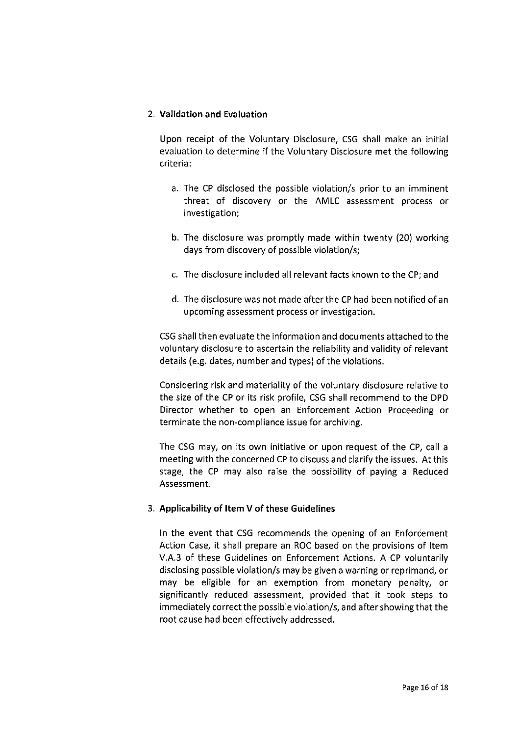2. **Validation and Evaluation**

   Upon receipt of the Voluntary Disclosure, CSG shall make an initial evaluation to determine if the Voluntary Disclosure met the following criteria:

   a. The CP disclosed the possible violation/s prior to an imminent threat of discovery or the AMLC assessment process or investigation;

   b. The disclosure was promptly made within twenty (20) working days from discovery of possible violation/s;

   c. The disclosure included all relevant facts known to the CP; and

   d. The disclosure was not made after the CP had been notified of an upcoming assessment process or investigation.

   CSG shall then evaluate the information and documents attached to the voluntary disclosure to ascertain the reliability and validity of relevant details (e.g. dates, number and types) of the violations.

   Considering risk and materiality of the voluntary disclosure relative to the size of the CP or its risk profile, CSG shall recommend to the DPD Director whether to open an Enforcement Action Proceeding or terminate the non-compliance issue for archiving.

   The CSG may, on its own initiative or upon request of the CP, call a meeting with the concerned CP to discuss and clarify the issues. At this stage, the CP may also raise the possibility of paying a Reduced Assessment.

3. **Applicability of Item V of these Guidelines**

   In the event that CSG recommends the opening of an Enforcement Action Case, it shall prepare an ROC based on the provisions of Item V.A.3 of these Guidelines on Enforcement Actions. A CP voluntarily disclosing possible violation/s may be given a warning or reprimand, or may be eligible for an exemption from monetary penalty, or significantly reduced assessment, provided that it took steps to immediately correct the possible violation/s, and after showing that the root cause had been effectively addressed.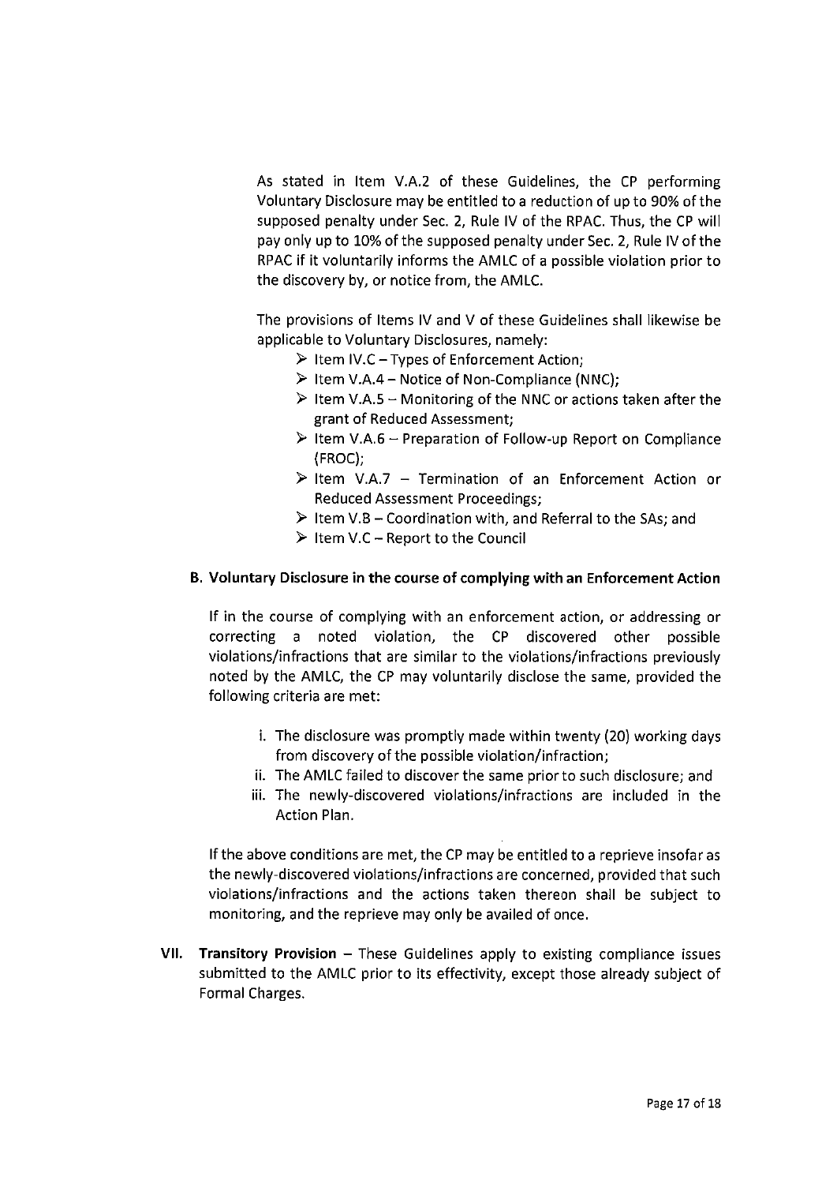As stated in Item V.A.2 of these Guidelines, the CP performing Voluntary Disclosure may be entitled to a reduction of up to 90% of the supposed penalty under Sec. 2, Rule IV of the RPAC. Thus, the CP will pay only up to 10% of the supposed penalty under Sec. 2, Rule IV of the RPAC if it voluntarily informs the AMLC of a possible violation prior to the discovery by, or notice from, the AMLC.

The provisions of Items IV and V of these Guidelines shall likewise be applicable to Voluntary Disclosures, namely:

- Item IV.C – Types of Enforcement Action;
- Item V.A.4 – Notice of Non-Compliance (NNC);
- Item V.A.5 – Monitoring of the NNC or actions taken after the grant of Reduced Assessment;
- Item V.A.6 – Preparation of Follow-up Report on Compliance (FROC);
- Item V.A.7 – Termination of an Enforcement Action or Reduced Assessment Proceedings;
- Item V.B – Coordination with, and Referral to the SAs; and
- Item V.C – Report to the Council

**B. Voluntary Disclosure in the course of complying with an Enforcement Action**

If in the course of complying with an enforcement action, or addressing or correcting a noted violation, the CP discovered other possible violations/infractions that are similar to the violations/infractions previously noted by the AMLC, the CP may voluntarily disclose the same, provided the following criteria are met:

i. The disclosure was promptly made within twenty (20) working days from discovery of the possible violation/infraction;
ii. The AMLC failed to discover the same prior to such disclosure; and
iii. The newly-discovered violations/infractions are included in the Action Plan.

If the above conditions are met, the CP may be entitled to a reprieve insofar as the newly-discovered violations/infractions are concerned, provided that such violations/infractions and the actions taken thereon shall be subject to monitoring, and the reprieve may only be availed of once.

**VII. Transitory Provision** – These Guidelines apply to existing compliance issues submitted to the AMLC prior to its effectivity, except those already subject of Formal Charges.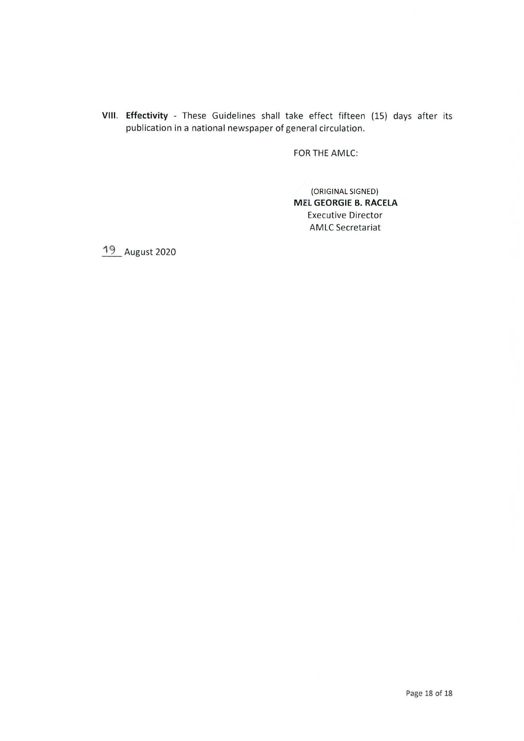VIII. **Effectivity** - These Guidelines shall take effect fifteen (15) days after its publication in a national newspaper of general circulation.

FOR THE AMLC:

(ORIGINAL SIGNED)
**MEL GEORGIE B. RACELA**
Executive Director
AMLC Secretariat

19 August 2020